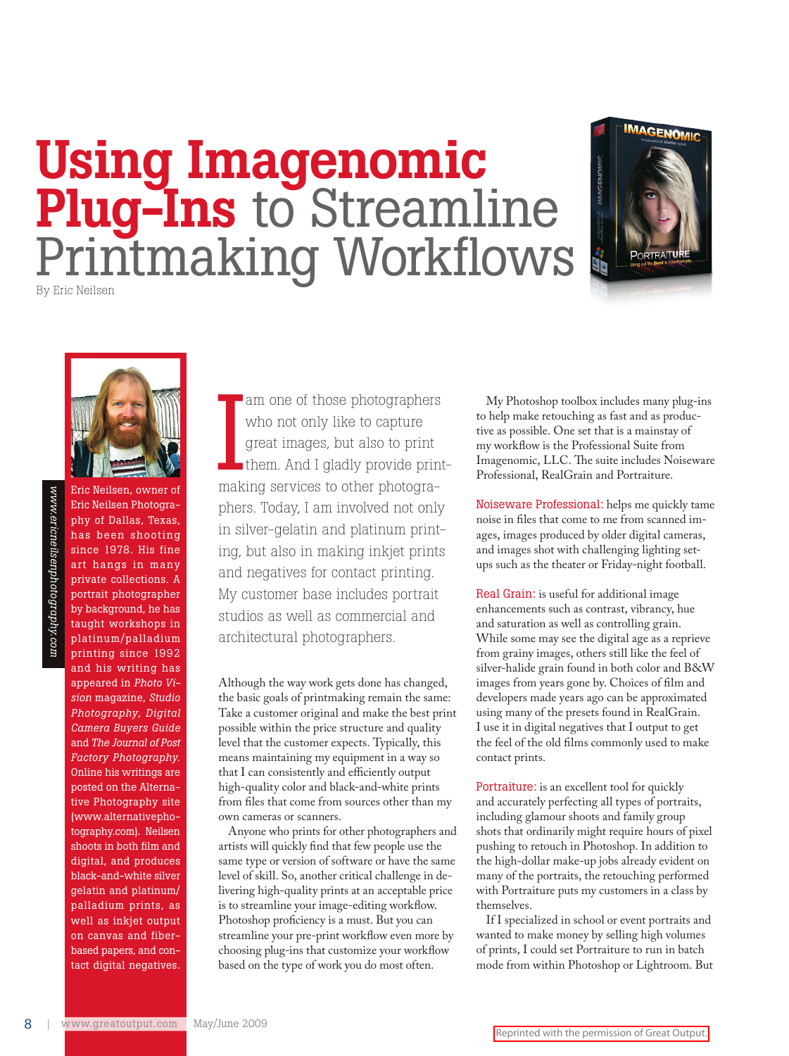# Using Imagenomic Plug-Ins to Streamline Printmaking Workflows

By Eric Neilsen

Eric Neilsen, owner of Eric Neilsen Photography of Dallas, Texas, has been shooting since 1978. His fine art hangs in many private collections. A portrait photographer by background, he has taught workshops in platinum/palladium printing since 1992 and his writing has appeared in *Photo Vision* magazine, *Studio Photography, Digital Camera Buyers Guide* and *The Journal of Post Factory Photography.* Online his writings are posted on the Alternative Photography site (www.alternativephotography.com). Neilsen shoots in both film and digital, and produces black-and-white silver gelatin and platinum/palladium prints, as well as inkjet output on canvas and fiber-based papers, and contact digital negatives.

*www.ericneilsenphotography.com*

I am one of those photographers who not only like to capture great images, but also to print them. And I gladly provide printmaking services to other photographers. Today, I am involved not only in silver-gelatin and platinum printing, but also in making inkjet prints and negatives for contact printing. My customer base includes portrait studios as well as commercial and architectural photographers.

Although the way work gets done has changed, the basic goals of printmaking remain the same: Take a customer original and make the best print possible within the price structure and quality level that the customer expects. Typically, this means maintaining my equipment in a way so that I can consistently and efficiently output high-quality color and black-and-white prints from files that come from sources other than my own cameras or scanners.

Anyone who prints for other photographers and artists will quickly find that few people use the same type or version of software or have the same level of skill. So, another critical challenge in delivering high-quality prints at an acceptable price is to streamline your image-editing workflow. Photoshop proficiency is a must. But you can streamline your pre-print workflow even more by choosing plug-ins that customize your workflow based on the type of work you do most often.

My Photoshop toolbox includes many plug-ins to help make retouching as fast and as productive as possible. One set that is a mainstay of my workflow is the Professional Suite from Imagenomic, LLC. The suite includes Noiseware Professional, RealGrain and Portraiture.

**Noiseware Professional:** helps me quickly tame noise in files that come to me from scanned images, images produced by older digital cameras, and images shot with challenging lighting setups such as the theater or Friday-night football.

**Real Grain:** is useful for additional image enhancements such as contrast, vibrancy, hue and saturation as well as controlling grain. While some may see the digital age as a reprieve from grainy images, others still like the feel of silver-halide grain found in both color and B&W images from years gone by. Choices of film and developers made years ago can be approximated using many of the presets found in RealGrain. I use it in digital negatives that I output to get the feel of the old films commonly used to make contact prints.

**Portraiture:** is an excellent tool for quickly and accurately perfecting all types of portraits, including glamour shoots and family group shots that ordinarily might require hours of pixel pushing to retouch in Photoshop. In addition to the high-dollar make-up jobs already evident on many of the portraits, the retouching performed with Portraiture puts my customers in a class by themselves.

If I specialized in school or event portraits and wanted to make money by selling high volumes of prints, I could set Portraiture to run in batch mode from within Photoshop or Lightroom. But

Reprinted with the permission of Great Output.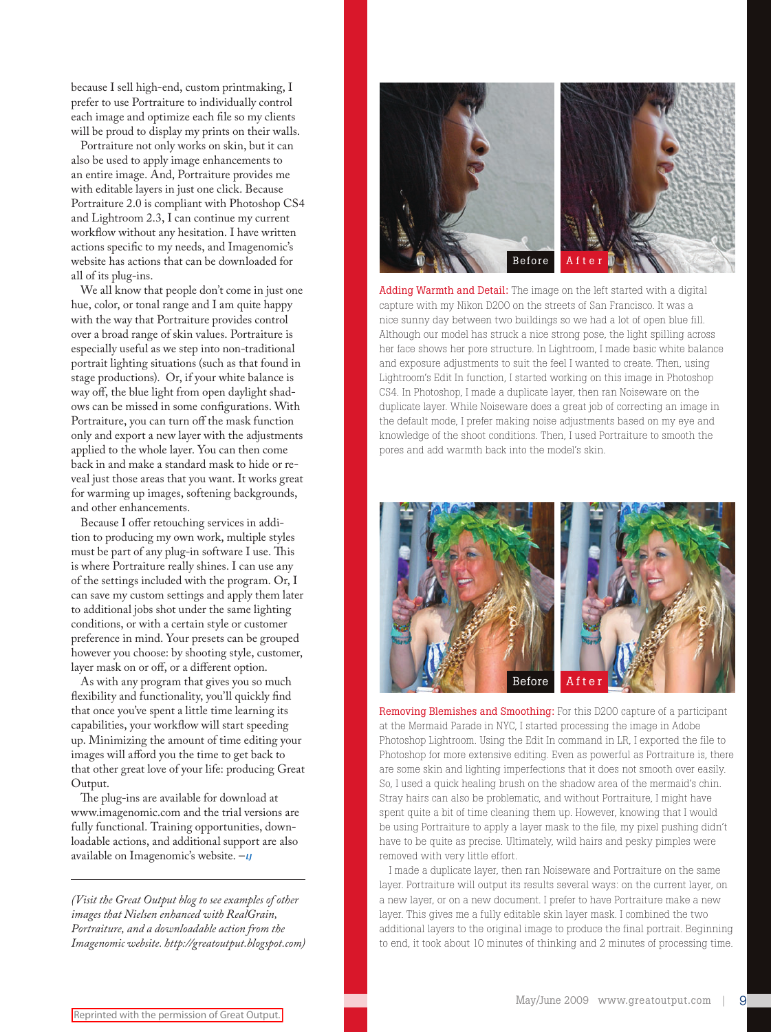because I sell high-end, custom printmaking, I prefer to use Portraiture to individually control each image and optimize each file so my clients will be proud to display my prints on their walls.

Portraiture not only works on skin, but it can also be used to apply image enhancements to an entire image. And, Portraiture provides me with editable layers in just one click. Because Portraiture 2.0 is compliant with Photoshop CS4 and Lightroom 2.3, I can continue my current workflow without any hesitation. I have written actions specific to my needs, and Imagenomic's website has actions that can be downloaded for all of its plug-ins.

We all know that people don't come in just one hue, color, or tonal range and I am quite happy with the way that Portraiture provides control over a broad range of skin values. Portraiture is especially useful as we step into non-traditional portrait lighting situations (such as that found in stage productions). Or, if your white balance is way off, the blue light from open daylight shadows can be missed in some configurations. With Portraiture, you can turn off the mask function only and export a new layer with the adjustments applied to the whole layer. You can then come back in and make a standard mask to hide or reveal just those areas that you want. It works great for warming up images, softening backgrounds, and other enhancements.

Because I offer retouching services in addition to producing my own work, multiple styles must be part of any plug-in software I use. This is where Portraiture really shines. I can use any of the settings included with the program. Or, I can save my custom settings and apply them later to additional jobs shot under the same lighting conditions, or with a certain style or customer preference in mind. Your presets can be grouped however you choose: by shooting style, customer, layer mask on or off, or a different option.

As with any program that gives you so much flexibility and functionality, you'll quickly find that once you've spent a little time learning its capabilities, your workflow will start speeding up. Minimizing the amount of time editing your images will afford you the time to get back to that other great love of your life: producing Great Output.

The plug-ins are available for download at www.imagenomic.com and the trial versions are fully functional. Training opportunities, downloadable actions, and additional support are also available on Imagenomic's website. –*u*

---

*(Visit the Great Output blog to see examples of other images that Nielsen enhanced with RealGrain, Portraiture, and a downloadable action from the Imagenomic website. http://greatoutput.blogspot.com)*

Before After

**Adding Warmth and Detail:** The image on the left started with a digital capture with my Nikon D200 on the streets of San Francisco. It was a nice sunny day between two buildings so we had a lot of open blue fill. Although our model has struck a nice strong pose, the light spilling across her face shows her pore structure. In Lightroom, I made basic white balance and exposure adjustments to suit the feel I wanted to create. Then, using Lightroom's Edit In function, I started working on this image in Photoshop CS4. In Photoshop, I made a duplicate layer, then ran Noiseware on the duplicate layer. While Noiseware does a great job of correcting an image in the default mode, I prefer making noise adjustments based on my eye and knowledge of the shoot conditions. Then, I used Portraiture to smooth the pores and add warmth back into the model's skin.

Before After

**Removing Blemishes and Smoothing:** For this D200 capture of a participant at the Mermaid Parade in NYC, I started processing the image in Adobe Photoshop Lightroom. Using the Edit In command in LR, I exported the file to Photoshop for more extensive editing. Even as powerful as Portraiture is, there are some skin and lighting imperfections that it does not smooth over easily. So, I used a quick healing brush on the shadow area of the mermaid's chin. Stray hairs can also be problematic, and without Portraiture, I might have spent quite a bit of time cleaning them up. However, knowing that I would be using Portraiture to apply a layer mask to the file, my pixel pushing didn't have to be quite as precise. Ultimately, wild hairs and pesky pimples were removed with very little effort.

I made a duplicate layer, then ran Noiseware and Portraiture on the same layer. Portraiture will output its results several ways: on the current layer, on a new layer, or on a new document. I prefer to have Portraiture make a new layer. This gives me a fully editable skin layer mask. I combined the two additional layers to the original image to produce the final portrait. Beginning to end, it took about 10 minutes of thinking and 2 minutes of processing time.

Reprinted with the permission of Great Output.